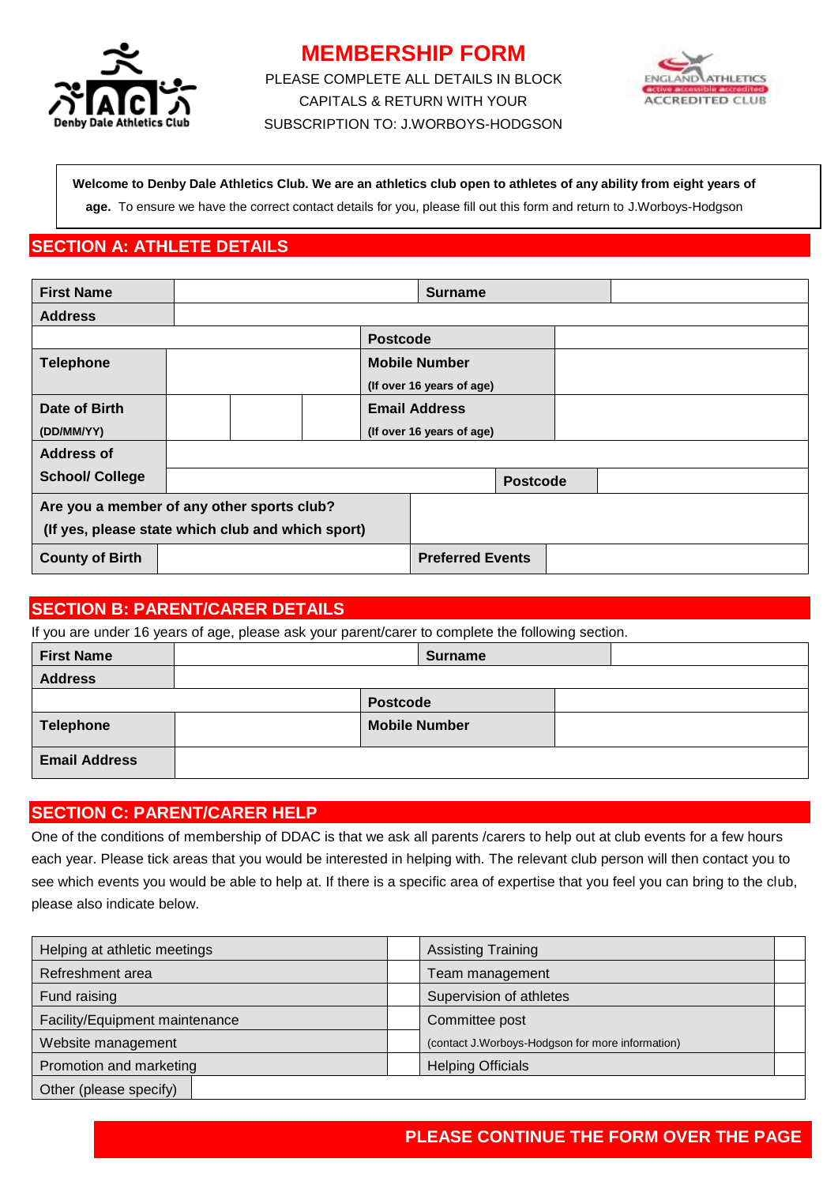# MEMBERSHIP FORM

PLEASE COMPLETE ALL DETAILS IN BLOCK CAPITALS & RETURN WITH YOUR SUBSCRIPTION TO: J.WORBOYS-HODGSON

Denby Dale Athletics Club

ENGLAND ATHLETICS active accessible accredited ACCREDITED CLUB

**Welcome to Denby Dale Athletics Club. We are an athletics club open to athletes of any ability from eight years of age.** To ensure we have the correct contact details for you, please fill out this form and return to J.Worboys-Hodgson

## SECTION A: ATHLETE DETAILS

| **First Name** | | **Surname** | |
|---|---|---|---|
| **Address** | | | |
| | | **Postcode** | |
| **Telephone** | | **Mobile Number** (If over 16 years of age) | |
| **Date of Birth** (DD/MM/YY) | | **Email Address** (If over 16 years of age) | |
| **Address of School/ College** | | | |
| | | **Postcode** | |
| **Are you a member of any other sports club?** (If yes, please state which club and which sport) | | | |
| **County of Birth** | | **Preferred Events** | |

## SECTION B: PARENT/CARER DETAILS

If you are under 16 years of age, please ask your parent/carer to complete the following section.

| **First Name** | | **Surname** | |
|---|---|---|---|
| **Address** | | | |
| | | **Postcode** | |
| **Telephone** | | **Mobile Number** | |
| **Email Address** | | | |

## SECTION C: PARENT/CARER HELP

One of the conditions of membership of DDAC is that we ask all parents /carers to help out at club events for a few hours each year. Please tick areas that you would be interested in helping with. The relevant club person will then contact you to see which events you would be able to help at. If there is a specific area of expertise that you feel you can bring to the club, please also indicate below.

| Helping at athletic meetings | | Assisting Training | |
|---|---|---|---|
| Refreshment area | | Team management | |
| Fund raising | | Supervision of athletes | |
| Facility/Equipment maintenance | | Committee post (contact J.Worboys-Hodgson for more information) | |
| Website management | | | |
| Promotion and marketing | | Helping Officials | |
| Other (please specify) | | | |

**PLEASE CONTINUE THE FORM OVER THE PAGE**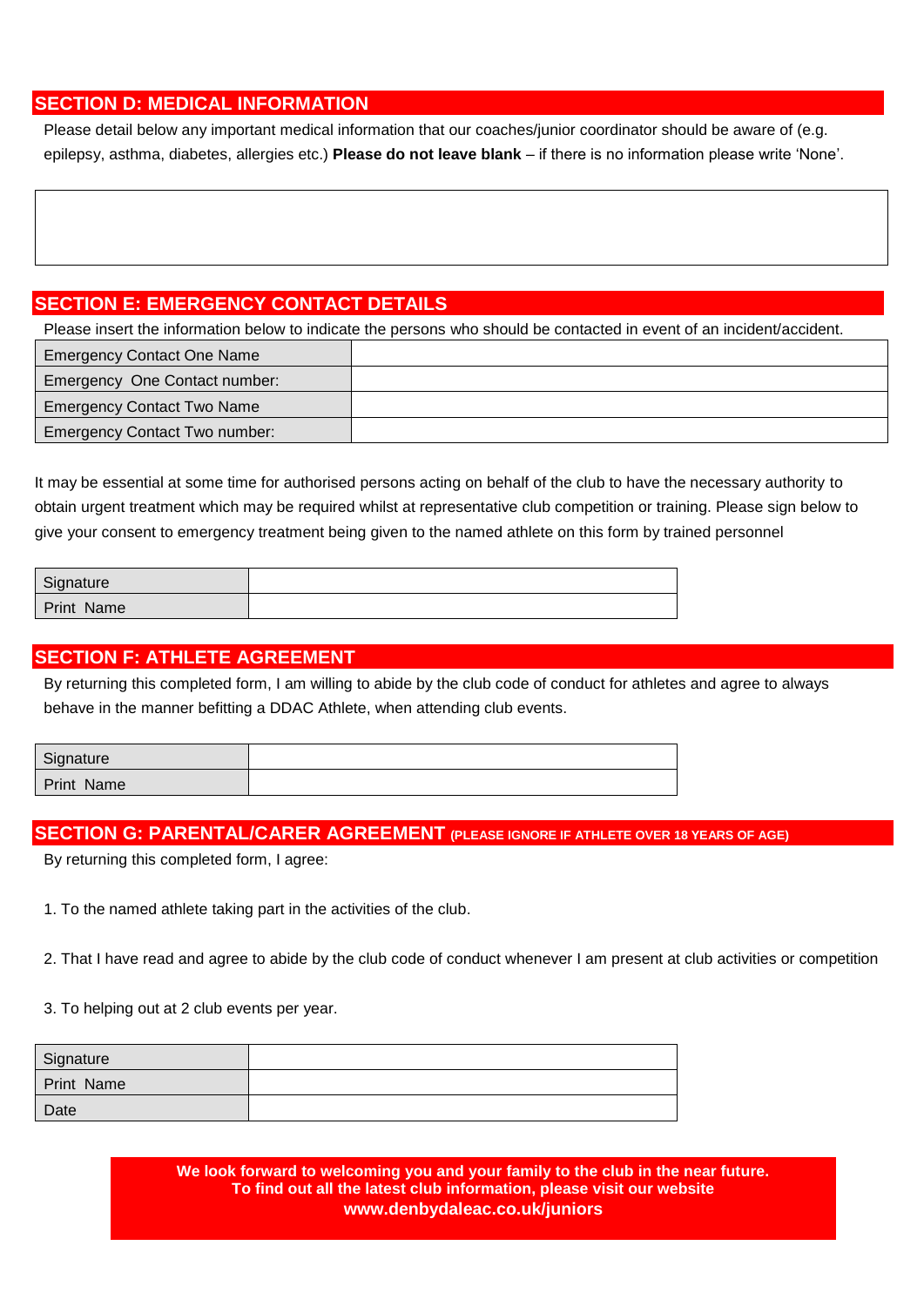## SECTION D: MEDICAL INFORMATION

Please detail below any important medical information that our coaches/junior coordinator should be aware of (e.g. epilepsy, asthma, diabetes, allergies etc.) **Please do not leave blank** – if there is no information please write 'None'.

| |
|---|
| |

## SECTION E: EMERGENCY CONTACT DETAILS

Please insert the information below to indicate the persons who should be contacted in event of an incident/accident.

| | |
|---|---|
| Emergency Contact One Name | |
| Emergency One Contact number: | |
| Emergency Contact Two Name | |
| Emergency Contact Two number: | |

It may be essential at some time for authorised persons acting on behalf of the club to have the necessary authority to obtain urgent treatment which may be required whilst at representative club competition or training. Please sign below to give your consent to emergency treatment being given to the named athlete on this form by trained personnel

| | |
|---|---|
| Signature | |
| Print Name | |

## SECTION F: ATHLETE AGREEMENT

By returning this completed form, I am willing to abide by the club code of conduct for athletes and agree to always behave in the manner befitting a DDAC Athlete, when attending club events.

| | |
|---|---|
| Signature | |
| Print Name | |

## SECTION G: PARENTAL/CARER AGREEMENT (PLEASE IGNORE IF ATHLETE OVER 18 YEARS OF AGE)

By returning this completed form, I agree:

1. To the named athlete taking part in the activities of the club.

2. That I have read and agree to abide by the club code of conduct whenever I am present at club activities or competition

3. To helping out at 2 club events per year.

| | |
|---|---|
| Signature | |
| Print Name | |
| Date | |

**We look forward to welcoming you and your family to the club in the near future.**
**To find out all the latest club information, please visit our website**
**www.denbydaleac.co.uk/juniors**